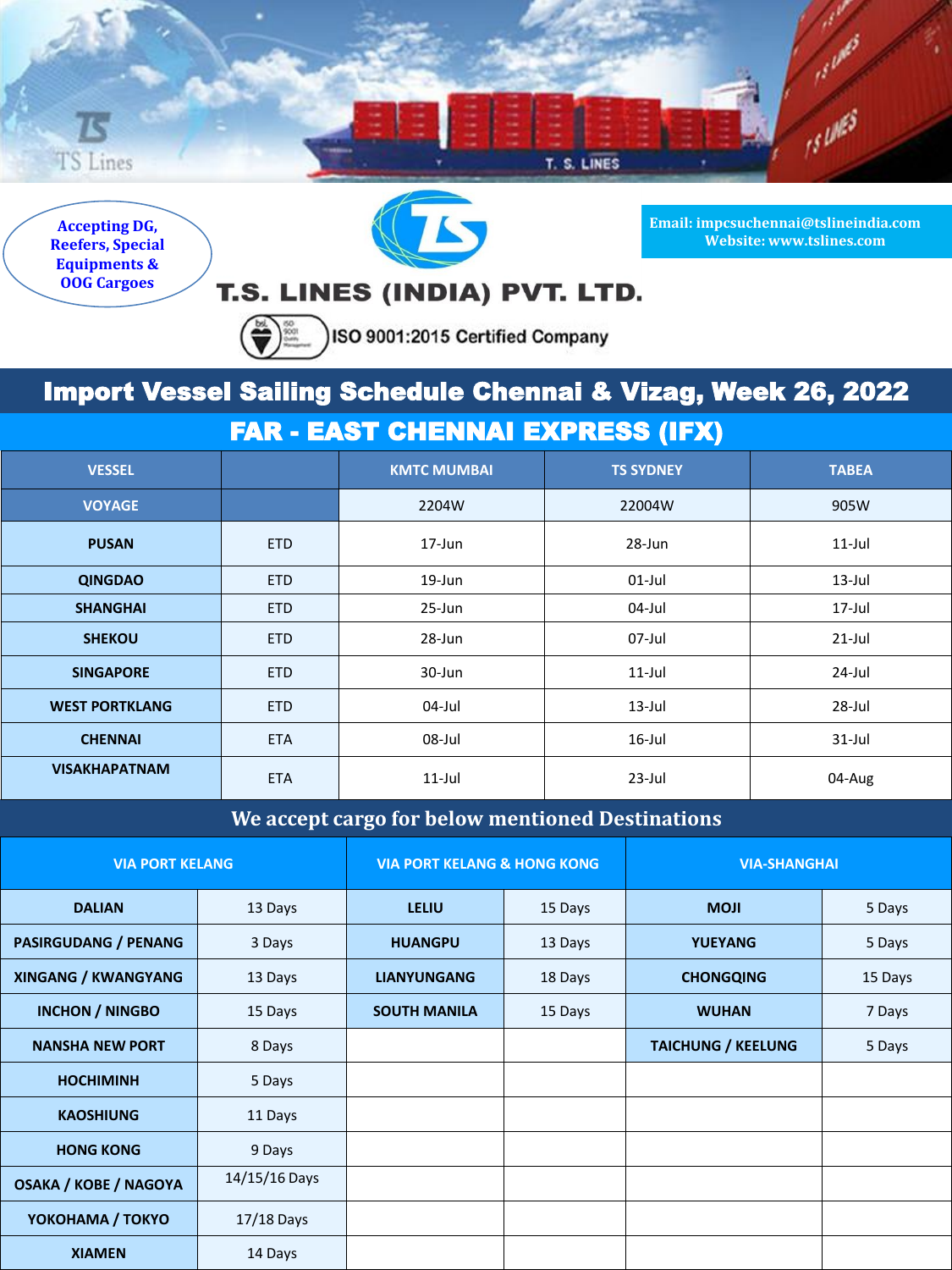Accepting DG, Reefers, Special Equipments & OOG Cargoes

# T.S. LINES (INDIA) PVT. LTD.

ISO 9001:2015 Certified Company

Email: impcsuchennai@tslineindia.com
Website: www.tslines.com

## Import Vessel Sailing Schedule Chennai & Vizag, Week 26, 2022

### FAR - EAST CHENNAI EXPRESS (IFX)

| VESSEL | | KMTC MUMBAI | TS SYDNEY | TABEA |
|---|---|---|---|---|
| VOYAGE | | 2204W | 22004W | 905W |
| PUSAN | ETD | 17-Jun | 28-Jun | 11-Jul |
| QINGDAO | ETD | 19-Jun | 01-Jul | 13-Jul |
| SHANGHAI | ETD | 25-Jun | 04-Jul | 17-Jul |
| SHEKOU | ETD | 28-Jun | 07-Jul | 21-Jul |
| SINGAPORE | ETD | 30-Jun | 11-Jul | 24-Jul |
| WEST PORTKLANG | ETD | 04-Jul | 13-Jul | 28-Jul |
| CHENNAI | ETA | 08-Jul | 16-Jul | 31-Jul |
| VISAKHAPATNAM | ETA | 11-Jul | 23-Jul | 04-Aug |

### We accept cargo for below mentioned Destinations

| VIA PORT KELANG | | VIA PORT KELANG & HONG KONG | | VIA-SHANGHAI | |
|---|---|---|---|---|---|
| DALIAN | 13 Days | LELIU | 15 Days | MOJI | 5 Days |
| PASIRGUDANG / PENANG | 3 Days | HUANGPU | 13 Days | YUEYANG | 5 Days |
| XINGANG / KWANGYANG | 13 Days | LIANYUNGANG | 18 Days | CHONGQING | 15 Days |
| INCHON / NINGBO | 15 Days | SOUTH MANILA | 15 Days | WUHAN | 7 Days |
| NANSHA NEW PORT | 8 Days | | | TAICHUNG / KEELUNG | 5 Days |
| HOCHIMINH | 5 Days | | | | |
| KAOSHIUNG | 11 Days | | | | |
| HONG KONG | 9 Days | | | | |
| OSAKA / KOBE / NAGOYA | 14/15/16 Days | | | | |
| YOKOHAMA / TOKYO | 17/18 Days | | | | |
| XIAMEN | 14 Days | | | | |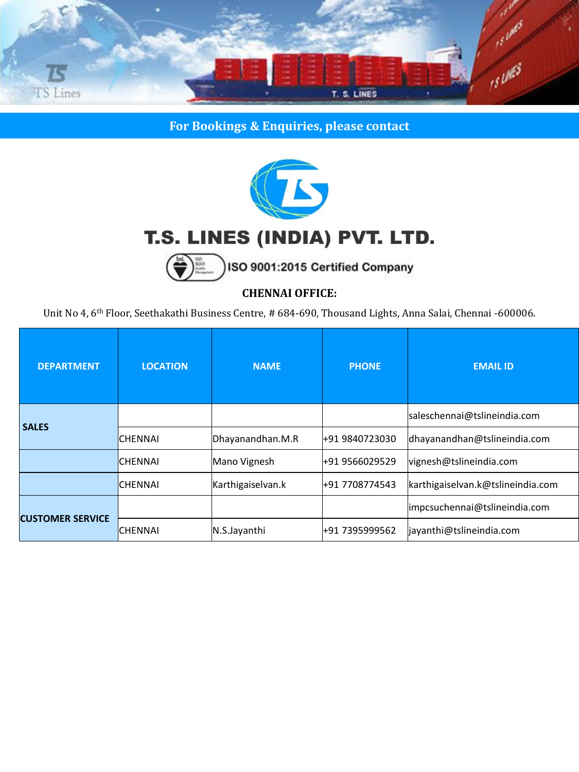**For Bookings & Enquiries, please contact**

# T.S. LINES (INDIA) PVT. LTD.

ISO 9001:2015 Certified Company

**CHENNAI OFFICE:**

Unit No 4, 6th Floor, Seethakathi Business Centre, # 684-690, Thousand Lights, Anna Salai, Chennai -600006.

| DEPARTMENT | LOCATION | NAME | PHONE | EMAIL ID |
|---|---|---|---|---|
| SALES | | | | saleschennai@tslineindia.com |
| | CHENNAI | Dhayanandhan.M.R | +91 9840723030 | dhayanandhan@tslineindia.com |
| | CHENNAI | Mano Vignesh | +91 9566029529 | vignesh@tslineindia.com |
| | CHENNAI | Karthigaiselvan.k | +91 7708774543 | karthigaiselvan.k@tslineindia.com |
| CUSTOMER SERVICE | | | | impcsuchennai@tslineindia.com |
| | CHENNAI | N.S.Jayanthi | +91 7395999562 | jayanthi@tslineindia.com |